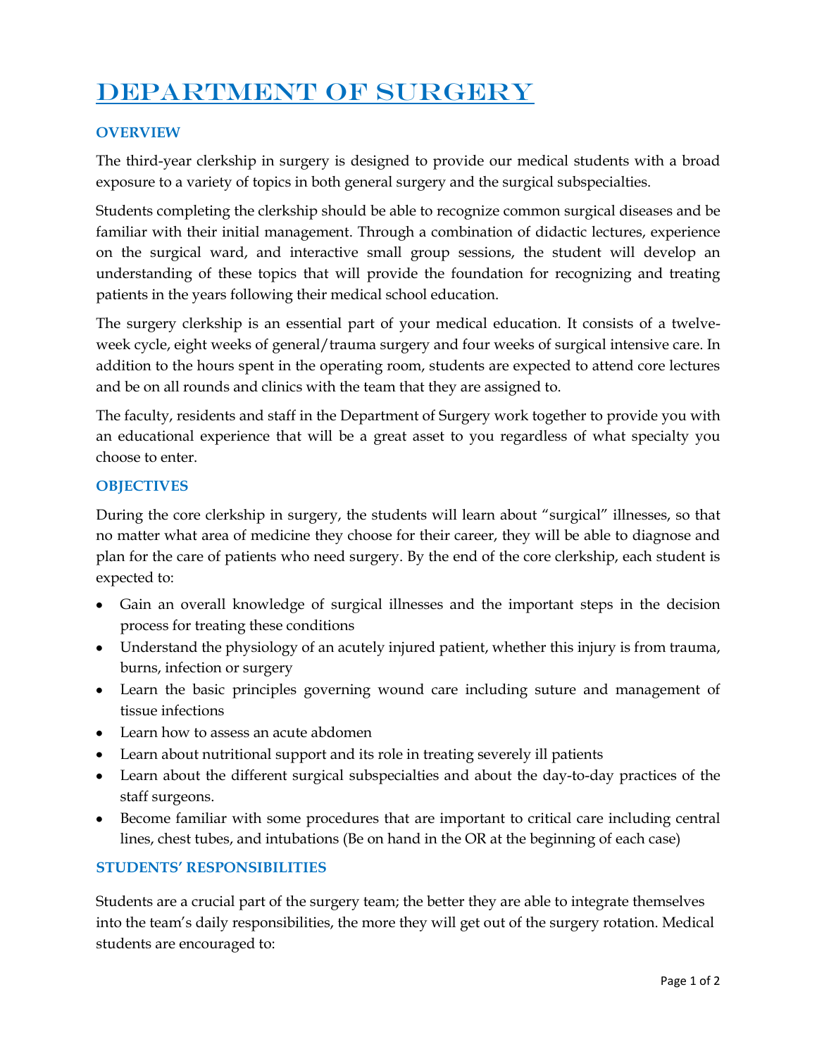# DEPARTMENT OF SURGERY

## OVERVIEW

The third-year clerkship in surgery is designed to provide our medical students with a broad exposure to a variety of topics in both general surgery and the surgical subspecialties.

Students completing the clerkship should be able to recognize common surgical diseases and be familiar with their initial management. Through a combination of didactic lectures, experience on the surgical ward, and interactive small group sessions, the student will develop an understanding of these topics that will provide the foundation for recognizing and treating patients in the years following their medical school education.

The surgery clerkship is an essential part of your medical education. It consists of a twelve-week cycle, eight weeks of general/trauma surgery and four weeks of surgical intensive care. In addition to the hours spent in the operating room, students are expected to attend core lectures and be on all rounds and clinics with the team that they are assigned to.

The faculty, residents and staff in the Department of Surgery work together to provide you with an educational experience that will be a great asset to you regardless of what specialty you choose to enter.

## OBJECTIVES

During the core clerkship in surgery, the students will learn about "surgical" illnesses, so that no matter what area of medicine they choose for their career, they will be able to diagnose and plan for the care of patients who need surgery. By the end of the core clerkship, each student is expected to:

- Gain an overall knowledge of surgical illnesses and the important steps in the decision process for treating these conditions
- Understand the physiology of an acutely injured patient, whether this injury is from trauma, burns, infection or surgery
- Learn the basic principles governing wound care including suture and management of tissue infections
- Learn how to assess an acute abdomen
- Learn about nutritional support and its role in treating severely ill patients
- Learn about the different surgical subspecialties and about the day-to-day practices of the staff surgeons.
- Become familiar with some procedures that are important to critical care including central lines, chest tubes, and intubations (Be on hand in the OR at the beginning of each case)

## STUDENTS' RESPONSIBILITIES

Students are a crucial part of the surgery team; the better they are able to integrate themselves into the team's daily responsibilities, the more they will get out of the surgery rotation. Medical students are encouraged to: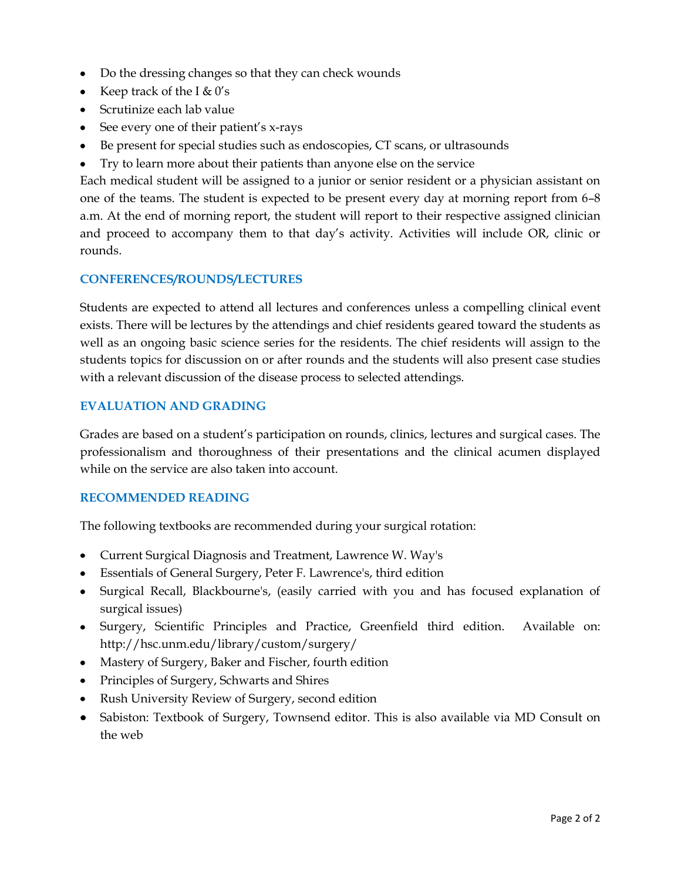- Do the dressing changes so that they can check wounds
- Keep track of the I & 0's
- Scrutinize each lab value
- See every one of their patient's x-rays
- Be present for special studies such as endoscopies, CT scans, or ultrasounds
- Try to learn more about their patients than anyone else on the service

Each medical student will be assigned to a junior or senior resident or a physician assistant on one of the teams. The student is expected to be present every day at morning report from 6–8 a.m. At the end of morning report, the student will report to their respective assigned clinician and proceed to accompany them to that day's activity. Activities will include OR, clinic or rounds.

## CONFERENCES/ROUNDS/LECTURES

Students are expected to attend all lectures and conferences unless a compelling clinical event exists. There will be lectures by the attendings and chief residents geared toward the students as well as an ongoing basic science series for the residents. The chief residents will assign to the students topics for discussion on or after rounds and the students will also present case studies with a relevant discussion of the disease process to selected attendings.

## EVALUATION AND GRADING

Grades are based on a student's participation on rounds, clinics, lectures and surgical cases. The professionalism and thoroughness of their presentations and the clinical acumen displayed while on the service are also taken into account.

## RECOMMENDED READING

The following textbooks are recommended during your surgical rotation:

- Current Surgical Diagnosis and Treatment, Lawrence W. Way's
- Essentials of General Surgery, Peter F. Lawrence's, third edition
- Surgical Recall, Blackbourne's, (easily carried with you and has focused explanation of surgical issues)
- Surgery, Scientific Principles and Practice, Greenfield third edition. Available on: http://hsc.unm.edu/library/custom/surgery/
- Mastery of Surgery, Baker and Fischer, fourth edition
- Principles of Surgery, Schwarts and Shires
- Rush University Review of Surgery, second edition
- Sabiston: Textbook of Surgery, Townsend editor. This is also available via MD Consult on the web